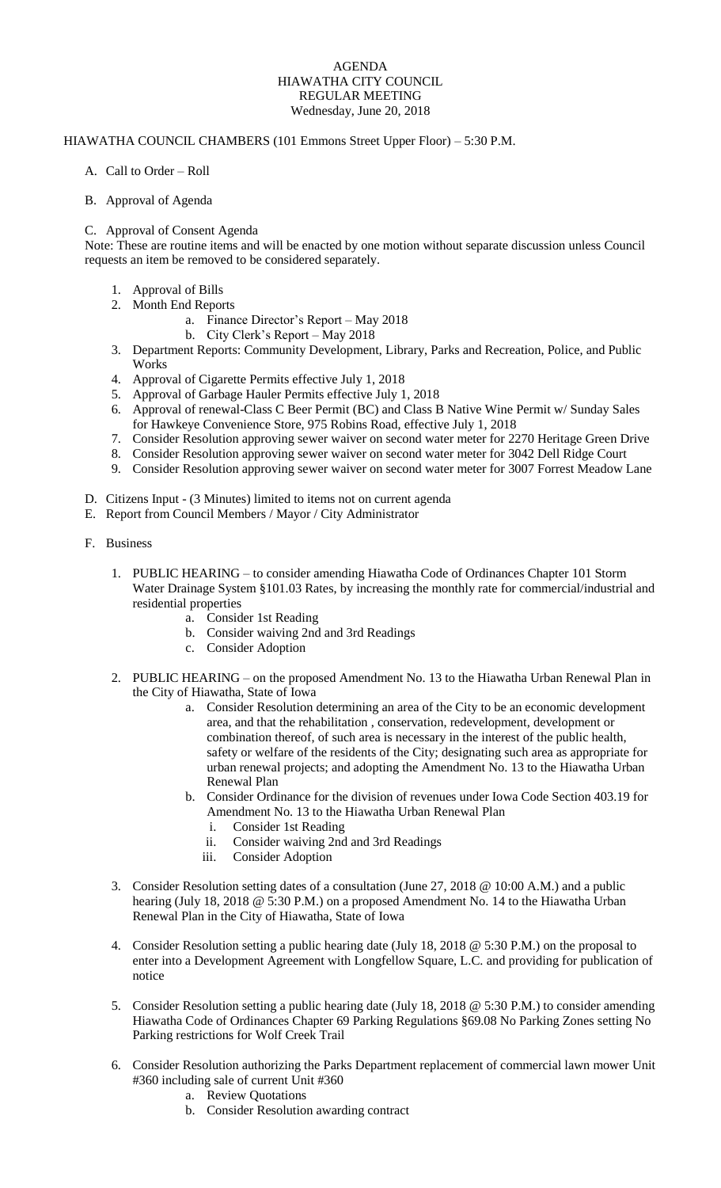# AGENDA
## HIAWATHA CITY COUNCIL
## REGULAR MEETING
### Wednesday, June 20, 2018

HIAWATHA COUNCIL CHAMBERS (101 Emmons Street Upper Floor) – 5:30 P.M.

A. Call to Order – Roll

B. Approval of Agenda

C. Approval of Consent Agenda

Note: These are routine items and will be enacted by one motion without separate discussion unless Council requests an item be removed to be considered separately.

1. Approval of Bills
2. Month End Reports
    a. Finance Director's Report – May 2018
    b. City Clerk's Report – May 2018
3. Department Reports: Community Development, Library, Parks and Recreation, Police, and Public Works
4. Approval of Cigarette Permits effective July 1, 2018
5. Approval of Garbage Hauler Permits effective July 1, 2018
6. Approval of renewal-Class C Beer Permit (BC) and Class B Native Wine Permit w/ Sunday Sales for Hawkeye Convenience Store, 975 Robins Road, effective July 1, 2018
7. Consider Resolution approving sewer waiver on second water meter for 2270 Heritage Green Drive
8. Consider Resolution approving sewer waiver on second water meter for 3042 Dell Ridge Court
9. Consider Resolution approving sewer waiver on second water meter for 3007 Forrest Meadow Lane

D. Citizens Input - (3 Minutes) limited to items not on current agenda

E. Report from Council Members / Mayor / City Administrator

F. Business

1. PUBLIC HEARING – to consider amending Hiawatha Code of Ordinances Chapter 101 Storm Water Drainage System §101.03 Rates, by increasing the monthly rate for commercial/industrial and residential properties
    a. Consider 1st Reading
    b. Consider waiving 2nd and 3rd Readings
    c. Consider Adoption

2. PUBLIC HEARING – on the proposed Amendment No. 13 to the Hiawatha Urban Renewal Plan in the City of Hiawatha, State of Iowa
    a. Consider Resolution determining an area of the City to be an economic development area, and that the rehabilitation , conservation, redevelopment, development or combination thereof, of such area is necessary in the interest of the public health, safety or welfare of the residents of the City; designating such area as appropriate for urban renewal projects; and adopting the Amendment No. 13 to the Hiawatha Urban Renewal Plan
    b. Consider Ordinance for the division of revenues under Iowa Code Section 403.19 for Amendment No. 13 to the Hiawatha Urban Renewal Plan
        i. Consider 1st Reading
        ii. Consider waiving 2nd and 3rd Readings
        iii. Consider Adoption

3. Consider Resolution setting dates of a consultation (June 27, 2018 @ 10:00 A.M.) and a public hearing (July 18, 2018 @ 5:30 P.M.) on a proposed Amendment No. 14 to the Hiawatha Urban Renewal Plan in the City of Hiawatha, State of Iowa

4. Consider Resolution setting a public hearing date (July 18, 2018 @ 5:30 P.M.) on the proposal to enter into a Development Agreement with Longfellow Square, L.C. and providing for publication of notice

5. Consider Resolution setting a public hearing date (July 18, 2018 @ 5:30 P.M.) to consider amending Hiawatha Code of Ordinances Chapter 69 Parking Regulations §69.08 No Parking Zones setting No Parking restrictions for Wolf Creek Trail

6. Consider Resolution authorizing the Parks Department replacement of commercial lawn mower Unit #360 including sale of current Unit #360
    a. Review Quotations
    b. Consider Resolution awarding contract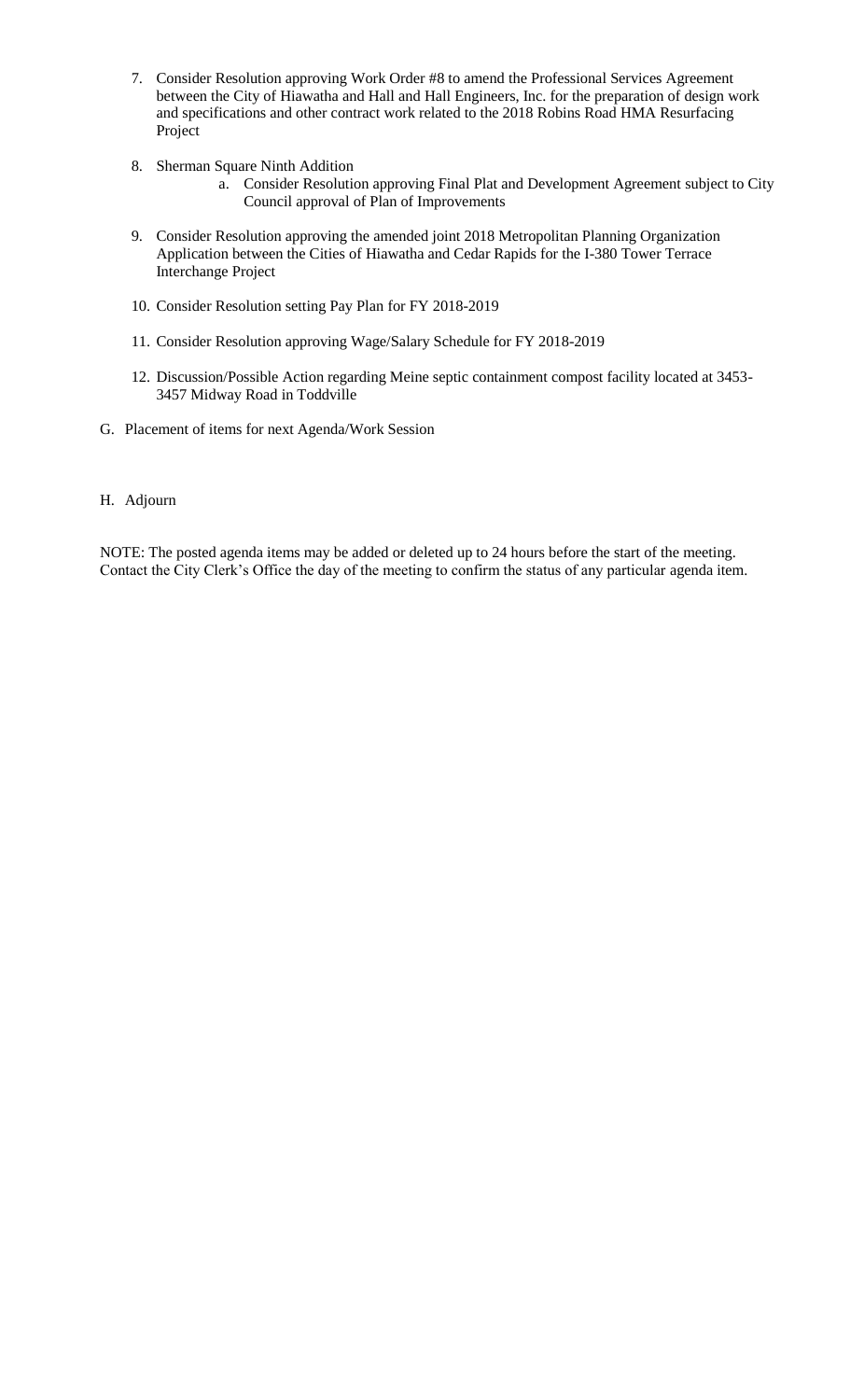7. Consider Resolution approving Work Order #8 to amend the Professional Services Agreement between the City of Hiawatha and Hall and Hall Engineers, Inc. for the preparation of design work and specifications and other contract work related to the 2018 Robins Road HMA Resurfacing Project

8. Sherman Square Ninth Addition
    a. Consider Resolution approving Final Plat and Development Agreement subject to City Council approval of Plan of Improvements

9. Consider Resolution approving the amended joint 2018 Metropolitan Planning Organization Application between the Cities of Hiawatha and Cedar Rapids for the I-380 Tower Terrace Interchange Project

10. Consider Resolution setting Pay Plan for FY 2018-2019

11. Consider Resolution approving Wage/Salary Schedule for FY 2018-2019

12. Discussion/Possible Action regarding Meine septic containment compost facility located at 3453-3457 Midway Road in Toddville

G. Placement of items for next Agenda/Work Session

H. Adjourn

NOTE: The posted agenda items may be added or deleted up to 24 hours before the start of the meeting. Contact the City Clerk's Office the day of the meeting to confirm the status of any particular agenda item.